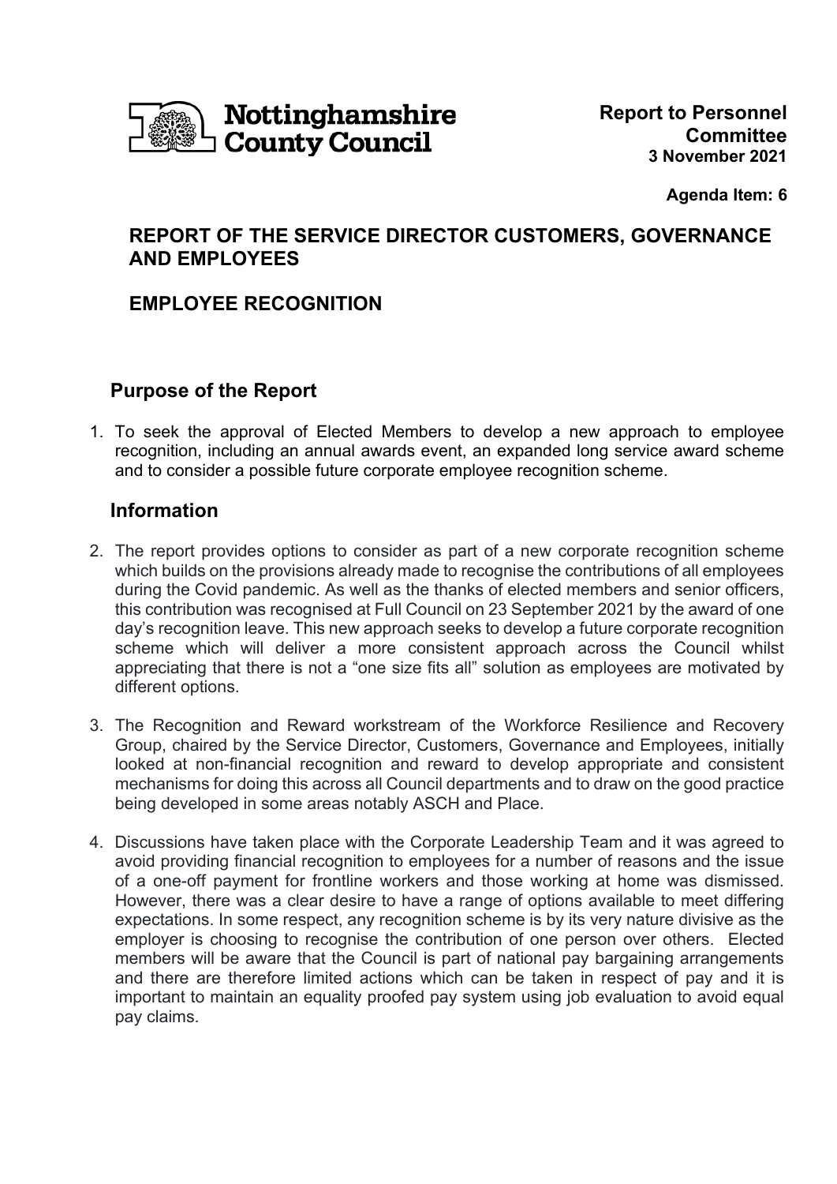Nottinghamshire County Council

**Report to Personnel Committee**
**3 November 2021**

**Agenda Item: 6**

## REPORT OF THE SERVICE DIRECTOR CUSTOMERS, GOVERNANCE AND EMPLOYEES

## EMPLOYEE RECOGNITION

### Purpose of the Report

1. To seek the approval of Elected Members to develop a new approach to employee recognition, including an annual awards event, an expanded long service award scheme and to consider a possible future corporate employee recognition scheme.

### Information

2. The report provides options to consider as part of a new corporate recognition scheme which builds on the provisions already made to recognise the contributions of all employees during the Covid pandemic. As well as the thanks of elected members and senior officers, this contribution was recognised at Full Council on 23 September 2021 by the award of one day's recognition leave. This new approach seeks to develop a future corporate recognition scheme which will deliver a more consistent approach across the Council whilst appreciating that there is not a "one size fits all" solution as employees are motivated by different options.

3. The Recognition and Reward workstream of the Workforce Resilience and Recovery Group, chaired by the Service Director, Customers, Governance and Employees, initially looked at non-financial recognition and reward to develop appropriate and consistent mechanisms for doing this across all Council departments and to draw on the good practice being developed in some areas notably ASCH and Place.

4. Discussions have taken place with the Corporate Leadership Team and it was agreed to avoid providing financial recognition to employees for a number of reasons and the issue of a one-off payment for frontline workers and those working at home was dismissed. However, there was a clear desire to have a range of options available to meet differing expectations. In some respect, any recognition scheme is by its very nature divisive as the employer is choosing to recognise the contribution of one person over others. Elected members will be aware that the Council is part of national pay bargaining arrangements and there are therefore limited actions which can be taken in respect of pay and it is important to maintain an equality proofed pay system using job evaluation to avoid equal pay claims.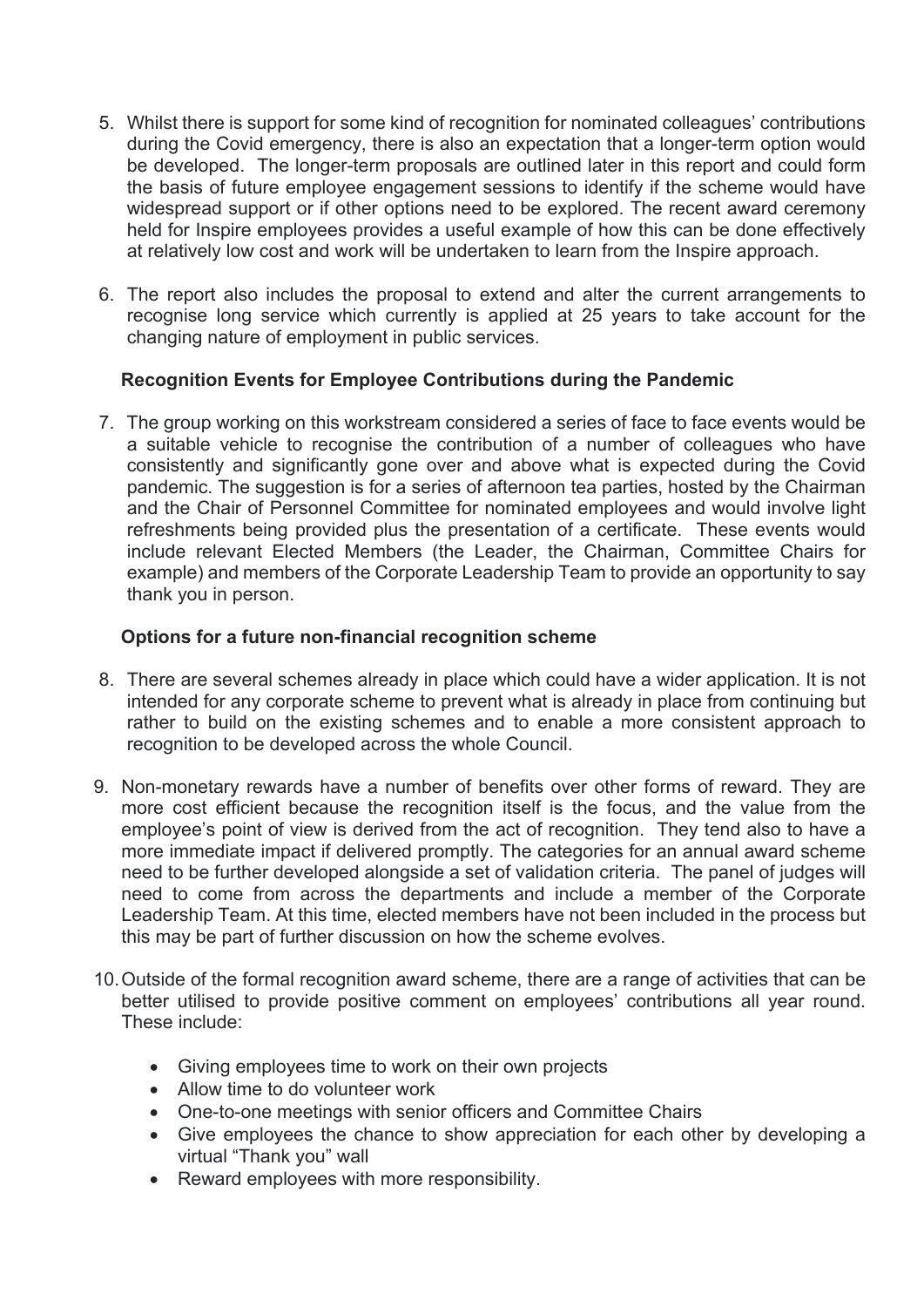5. Whilst there is support for some kind of recognition for nominated colleagues' contributions during the Covid emergency, there is also an expectation that a longer-term option would be developed. The longer-term proposals are outlined later in this report and could form the basis of future employee engagement sessions to identify if the scheme would have widespread support or if other options need to be explored. The recent award ceremony held for Inspire employees provides a useful example of how this can be done effectively at relatively low cost and work will be undertaken to learn from the Inspire approach.

6. The report also includes the proposal to extend and alter the current arrangements to recognise long service which currently is applied at 25 years to take account for the changing nature of employment in public services.

### Recognition Events for Employee Contributions during the Pandemic

7. The group working on this workstream considered a series of face to face events would be a suitable vehicle to recognise the contribution of a number of colleagues who have consistently and significantly gone over and above what is expected during the Covid pandemic. The suggestion is for a series of afternoon tea parties, hosted by the Chairman and the Chair of Personnel Committee for nominated employees and would involve light refreshments being provided plus the presentation of a certificate. These events would include relevant Elected Members (the Leader, the Chairman, Committee Chairs for example) and members of the Corporate Leadership Team to provide an opportunity to say thank you in person.

### Options for a future non-financial recognition scheme

8. There are several schemes already in place which could have a wider application. It is not intended for any corporate scheme to prevent what is already in place from continuing but rather to build on the existing schemes and to enable a more consistent approach to recognition to be developed across the whole Council.

9. Non-monetary rewards have a number of benefits over other forms of reward. They are more cost efficient because the recognition itself is the focus, and the value from the employee's point of view is derived from the act of recognition. They tend also to have a more immediate impact if delivered promptly. The categories for an annual award scheme need to be further developed alongside a set of validation criteria. The panel of judges will need to come from across the departments and include a member of the Corporate Leadership Team. At this time, elected members have not been included in the process but this may be part of further discussion on how the scheme evolves.

10. Outside of the formal recognition award scheme, there are a range of activities that can be better utilised to provide positive comment on employees' contributions all year round. These include:

    - Giving employees time to work on their own projects
    - Allow time to do volunteer work
    - One-to-one meetings with senior officers and Committee Chairs
    - Give employees the chance to show appreciation for each other by developing a virtual "Thank you" wall
    - Reward employees with more responsibility.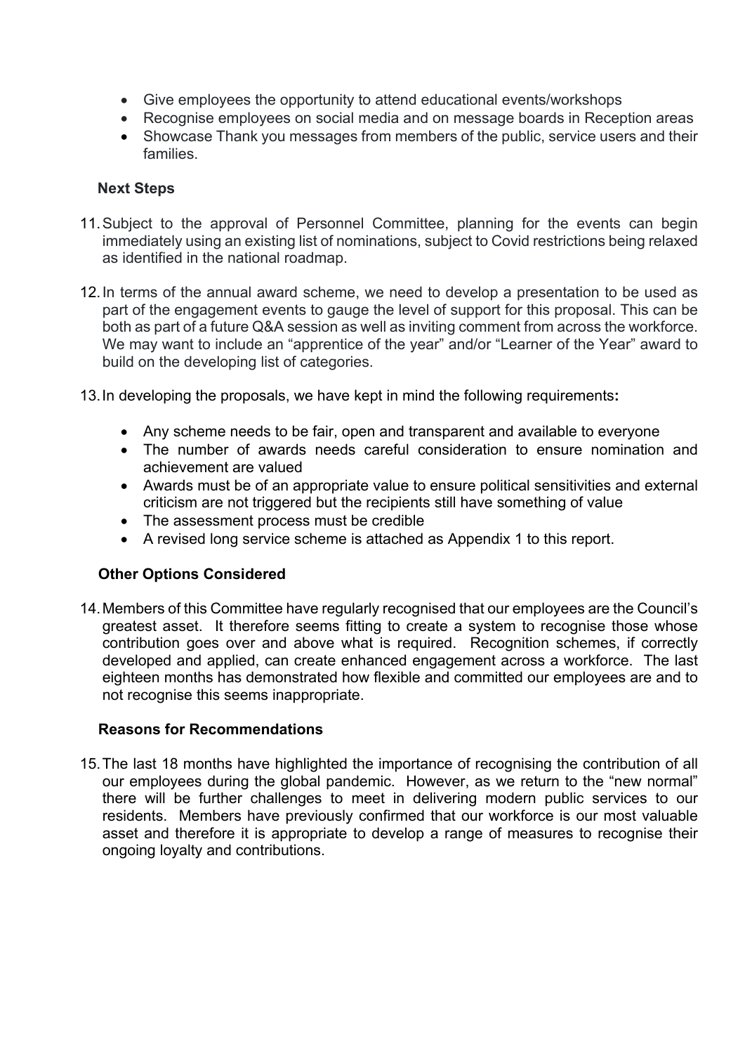- Give employees the opportunity to attend educational events/workshops
- Recognise employees on social media and on message boards in Reception areas
- Showcase Thank you messages from members of the public, service users and their families.

**Next Steps**

11. Subject to the approval of Personnel Committee, planning for the events can begin immediately using an existing list of nominations, subject to Covid restrictions being relaxed as identified in the national roadmap.

12. In terms of the annual award scheme, we need to develop a presentation to be used as part of the engagement events to gauge the level of support for this proposal. This can be both as part of a future Q&A session as well as inviting comment from across the workforce. We may want to include an "apprentice of the year" and/or "Learner of the Year" award to build on the developing list of categories.

13. In developing the proposals, we have kept in mind the following requirements**:**

    - Any scheme needs to be fair, open and transparent and available to everyone
    - The number of awards needs careful consideration to ensure nomination and achievement are valued
    - Awards must be of an appropriate value to ensure political sensitivities and external criticism are not triggered but the recipients still have something of value
    - The assessment process must be credible
    - A revised long service scheme is attached as Appendix 1 to this report.

**Other Options Considered**

14. Members of this Committee have regularly recognised that our employees are the Council's greatest asset. It therefore seems fitting to create a system to recognise those whose contribution goes over and above what is required. Recognition schemes, if correctly developed and applied, can create enhanced engagement across a workforce. The last eighteen months has demonstrated how flexible and committed our employees are and to not recognise this seems inappropriate.

**Reasons for Recommendations**

15. The last 18 months have highlighted the importance of recognising the contribution of all our employees during the global pandemic. However, as we return to the "new normal" there will be further challenges to meet in delivering modern public services to our residents. Members have previously confirmed that our workforce is our most valuable asset and therefore it is appropriate to develop a range of measures to recognise their ongoing loyalty and contributions.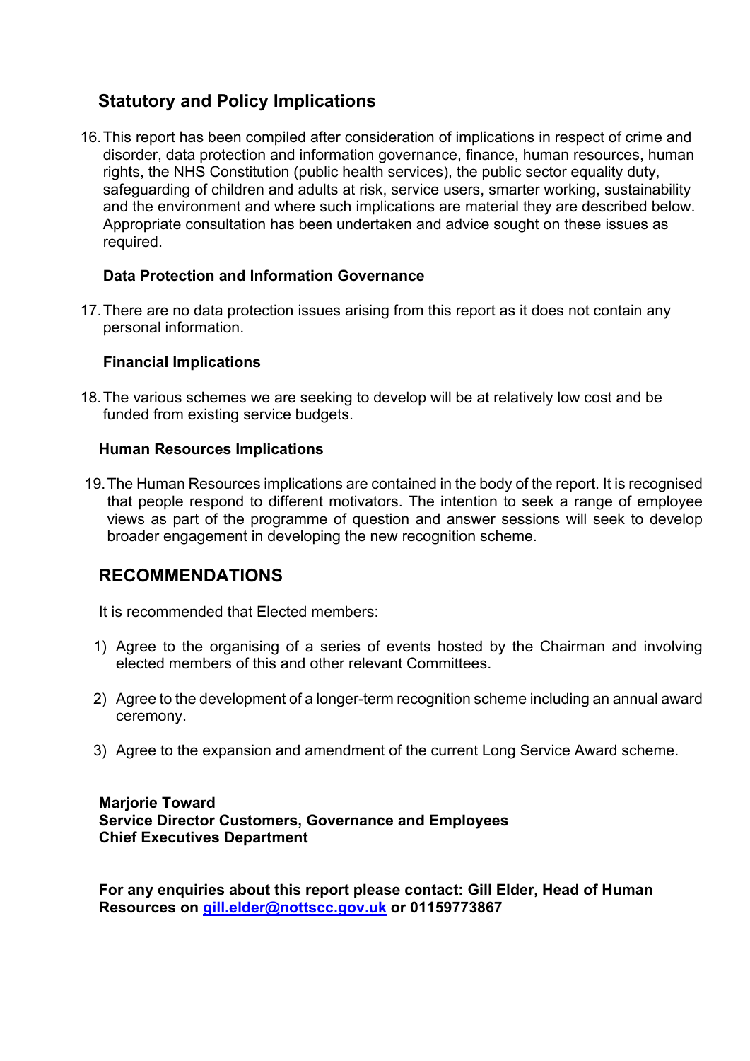## Statutory and Policy Implications

16. This report has been compiled after consideration of implications in respect of crime and disorder, data protection and information governance, finance, human resources, human rights, the NHS Constitution (public health services), the public sector equality duty, safeguarding of children and adults at risk, service users, smarter working, sustainability and the environment and where such implications are material they are described below. Appropriate consultation has been undertaken and advice sought on these issues as required.

### Data Protection and Information Governance

17. There are no data protection issues arising from this report as it does not contain any personal information.

### Financial Implications

18. The various schemes we are seeking to develop will be at relatively low cost and be funded from existing service budgets.

### Human Resources Implications

19. The Human Resources implications are contained in the body of the report. It is recognised that people respond to different motivators. The intention to seek a range of employee views as part of the programme of question and answer sessions will seek to develop broader engagement in developing the new recognition scheme.

## RECOMMENDATIONS

It is recommended that Elected members:

1) Agree to the organising of a series of events hosted by the Chairman and involving elected members of this and other relevant Committees.

2) Agree to the development of a longer-term recognition scheme including an annual award ceremony.

3) Agree to the expansion and amendment of the current Long Service Award scheme.

**Marjorie Toward**
**Service Director Customers, Governance and Employees**
**Chief Executives Department**

**For any enquiries about this report please contact: Gill Elder, Head of Human Resources on gill.elder@nottscc.gov.uk or 01159773867**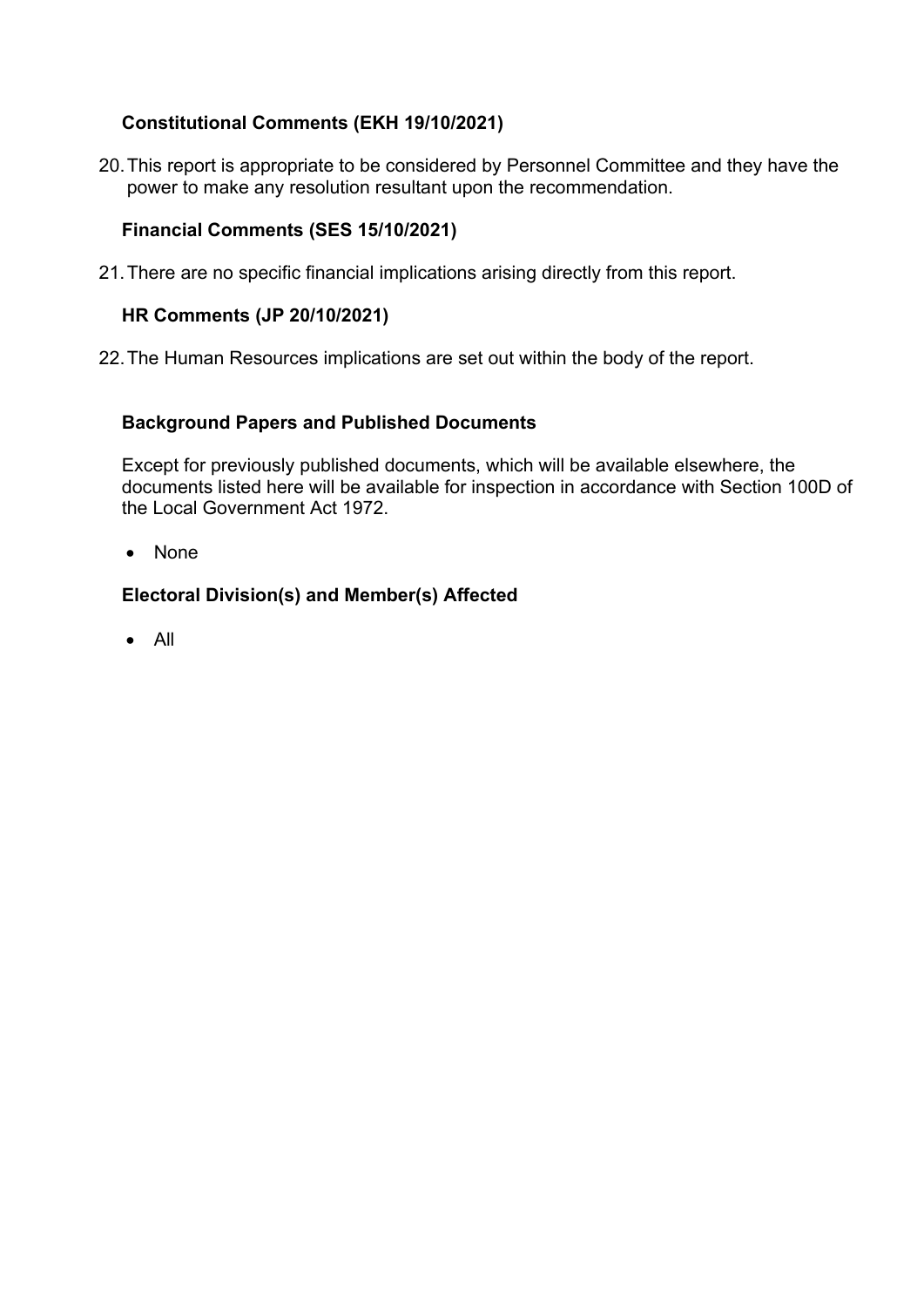**Constitutional Comments (EKH 19/10/2021)**

20. This report is appropriate to be considered by Personnel Committee and they have the power to make any resolution resultant upon the recommendation.

**Financial Comments (SES 15/10/2021)**

21. There are no specific financial implications arising directly from this report.

**HR Comments (JP 20/10/2021)**

22. The Human Resources implications are set out within the body of the report.

**Background Papers and Published Documents**

Except for previously published documents, which will be available elsewhere, the documents listed here will be available for inspection in accordance with Section 100D of the Local Government Act 1972.

- None

**Electoral Division(s) and Member(s) Affected**

- All